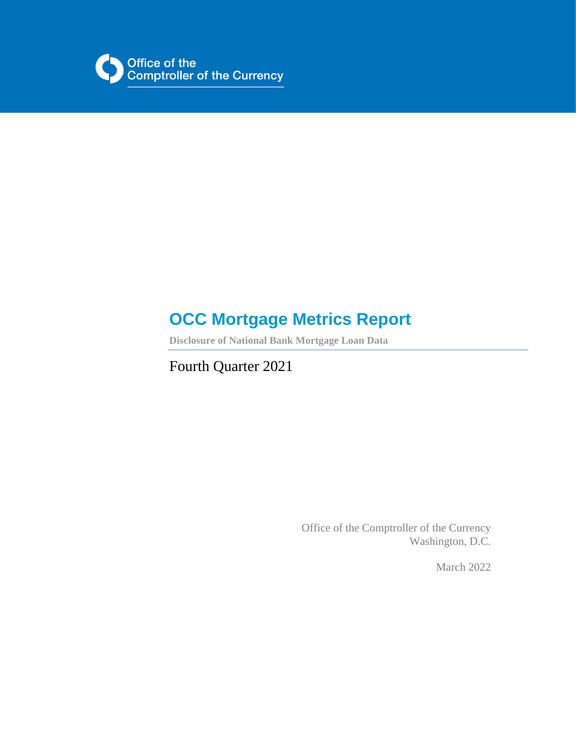Office of the Comptroller of the Currency

# OCC Mortgage Metrics Report

**Disclosure of National Bank Mortgage Loan Data**

Fourth Quarter 2021

Office of the Comptroller of the Currency
Washington, D.C.

March 2022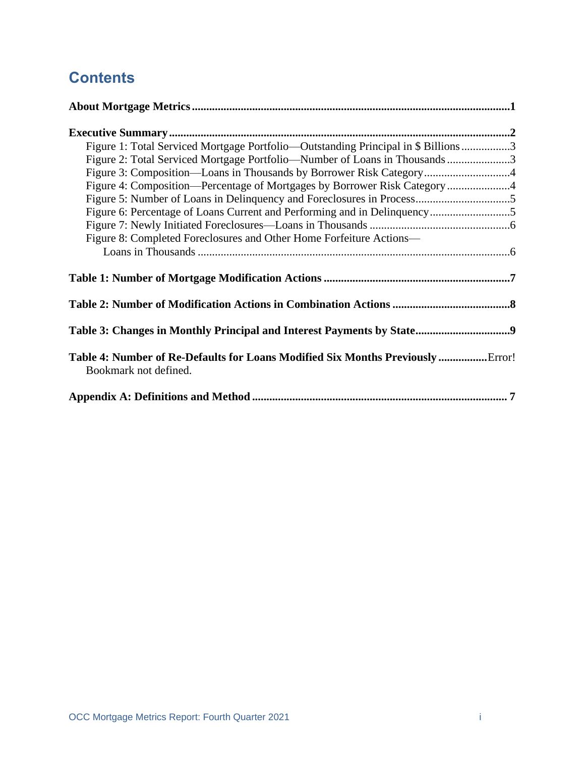# Contents

**About Mortgage Metrics** ..... **1**

**Executive Summary** ..... **2**

- Figure 1: Total Serviced Mortgage Portfolio—Outstanding Principal in $ Billions ..... 3
- Figure 2: Total Serviced Mortgage Portfolio—Number of Loans in Thousands ..... 3
- Figure 3: Composition—Loans in Thousands by Borrower Risk Category ..... 4
- Figure 4: Composition—Percentage of Mortgages by Borrower Risk Category ..... 4
- Figure 5: Number of Loans in Delinquency and Foreclosures in Process ..... 5
- Figure 6: Percentage of Loans Current and Performing and in Delinquency ..... 5
- Figure 7: Newly Initiated Foreclosures—Loans in Thousands ..... 6
- Figure 8: Completed Foreclosures and Other Home Forfeiture Actions—Loans in Thousands ..... 6

**Table 1: Number of Mortgage Modification Actions** ..... **7**

**Table 2: Number of Modification Actions in Combination Actions** ..... **8**

**Table 3: Changes in Monthly Principal and Interest Payments by State** ..... **9**

**Table 4: Number of Re-Defaults for Loans Modified Six Months Previously** ..... Error! Bookmark not defined.

**Appendix A: Definitions and Method** ..... **7**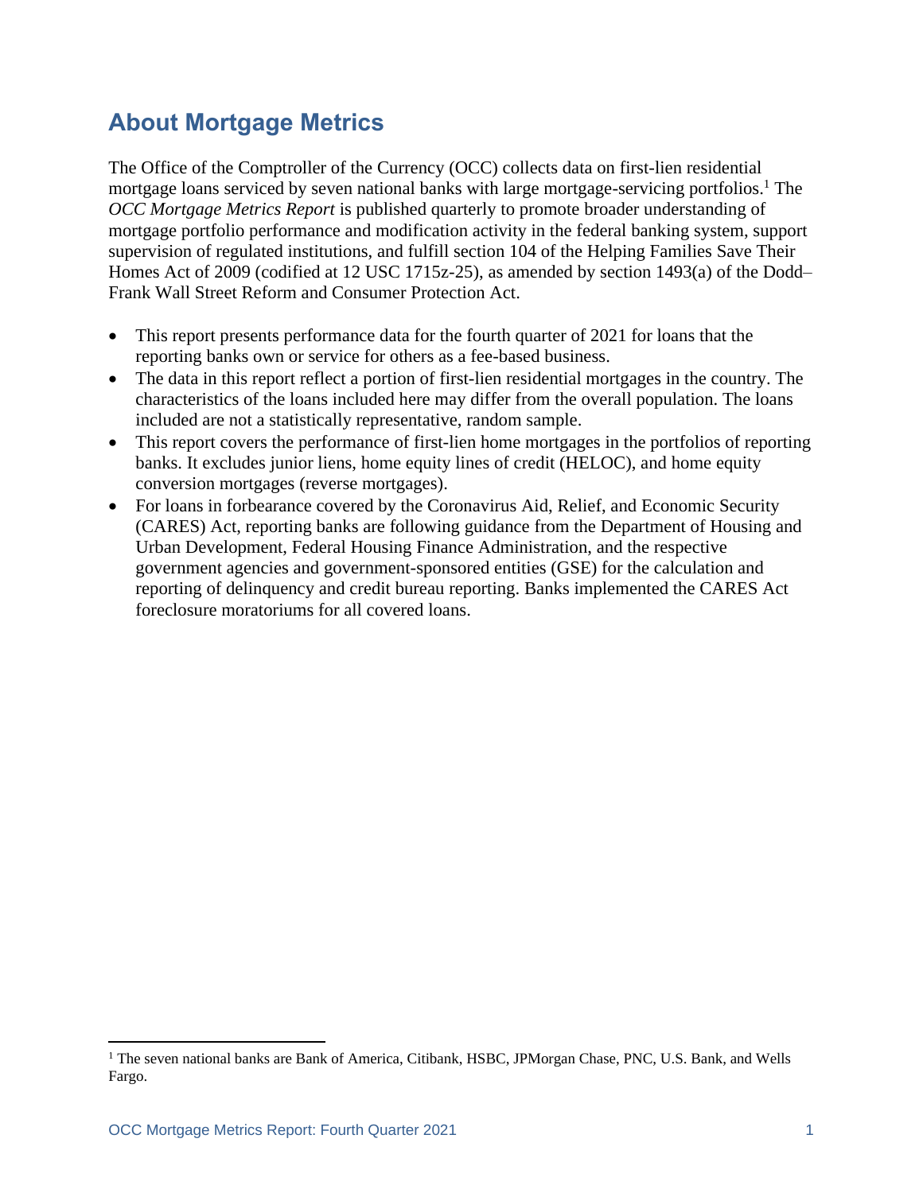# About Mortgage Metrics

The Office of the Comptroller of the Currency (OCC) collects data on first-lien residential mortgage loans serviced by seven national banks with large mortgage-servicing portfolios.[1] The *OCC Mortgage Metrics Report* is published quarterly to promote broader understanding of mortgage portfolio performance and modification activity in the federal banking system, support supervision of regulated institutions, and fulfill section 104 of the Helping Families Save Their Homes Act of 2009 (codified at 12 USC 1715z-25), as amended by section 1493(a) of the Dodd–Frank Wall Street Reform and Consumer Protection Act.

- This report presents performance data for the fourth quarter of 2021 for loans that the reporting banks own or service for others as a fee-based business.
- The data in this report reflect a portion of first-lien residential mortgages in the country. The characteristics of the loans included here may differ from the overall population. The loans included are not a statistically representative, random sample.
- This report covers the performance of first-lien home mortgages in the portfolios of reporting banks. It excludes junior liens, home equity lines of credit (HELOC), and home equity conversion mortgages (reverse mortgages).
- For loans in forbearance covered by the Coronavirus Aid, Relief, and Economic Security (CARES) Act, reporting banks are following guidance from the Department of Housing and Urban Development, Federal Housing Finance Administration, and the respective government agencies and government-sponsored entities (GSE) for the calculation and reporting of delinquency and credit bureau reporting. Banks implemented the CARES Act foreclosure moratoriums for all covered loans.

[1] The seven national banks are Bank of America, Citibank, HSBC, JPMorgan Chase, PNC, U.S. Bank, and Wells Fargo.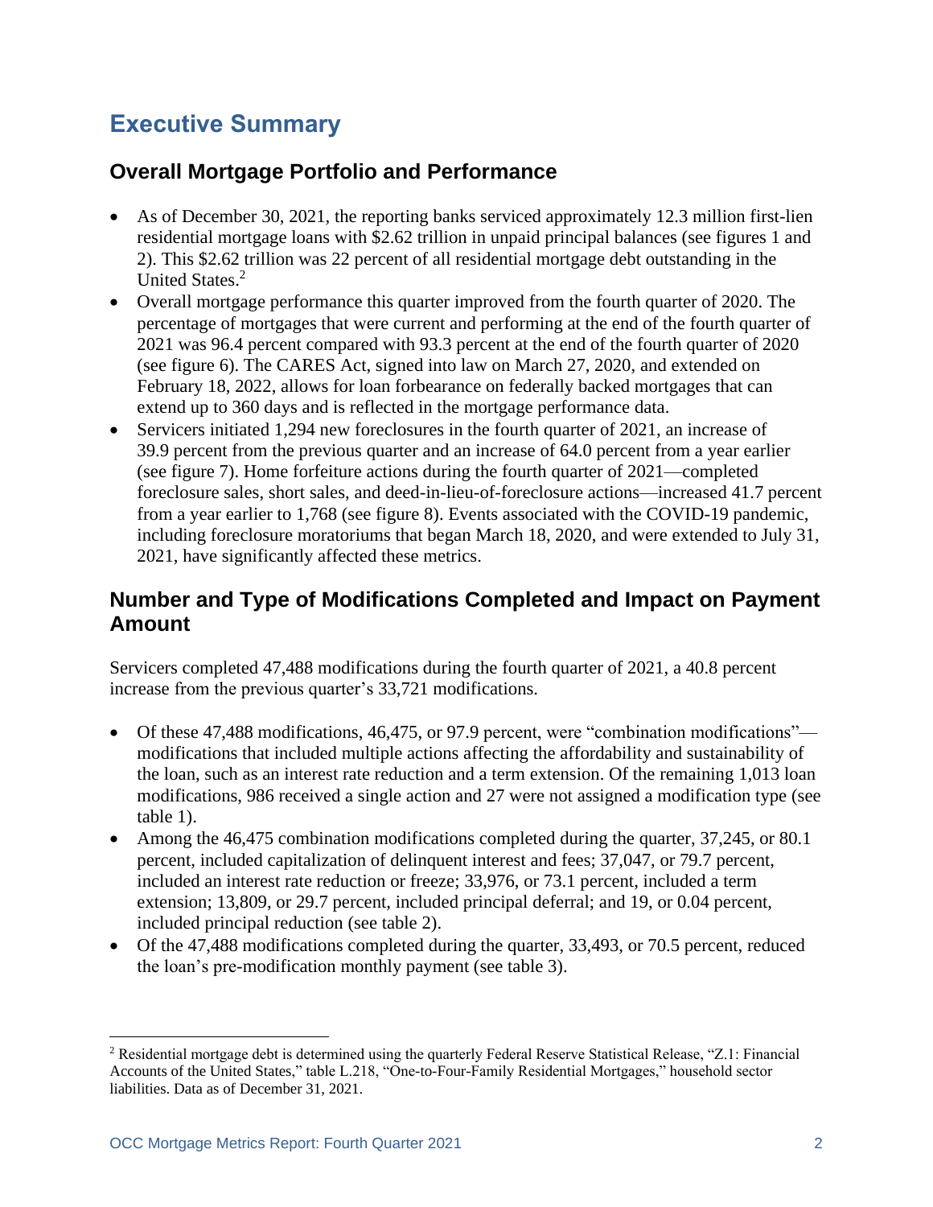# Executive Summary

## Overall Mortgage Portfolio and Performance

- As of December 30, 2021, the reporting banks serviced approximately 12.3 million first-lien residential mortgage loans with $2.62 trillion in unpaid principal balances (see figures 1 and 2). This $2.62 trillion was 22 percent of all residential mortgage debt outstanding in the United States.[2]
- Overall mortgage performance this quarter improved from the fourth quarter of 2020. The percentage of mortgages that were current and performing at the end of the fourth quarter of 2021 was 96.4 percent compared with 93.3 percent at the end of the fourth quarter of 2020 (see figure 6). The CARES Act, signed into law on March 27, 2020, and extended on February 18, 2022, allows for loan forbearance on federally backed mortgages that can extend up to 360 days and is reflected in the mortgage performance data.
- Servicers initiated 1,294 new foreclosures in the fourth quarter of 2021, an increase of 39.9 percent from the previous quarter and an increase of 64.0 percent from a year earlier (see figure 7). Home forfeiture actions during the fourth quarter of 2021—completed foreclosure sales, short sales, and deed-in-lieu-of-foreclosure actions—increased 41.7 percent from a year earlier to 1,768 (see figure 8). Events associated with the COVID-19 pandemic, including foreclosure moratoriums that began March 18, 2020, and were extended to July 31, 2021, have significantly affected these metrics.

## Number and Type of Modifications Completed and Impact on Payment Amount

Servicers completed 47,488 modifications during the fourth quarter of 2021, a 40.8 percent increase from the previous quarter's 33,721 modifications.

- Of these 47,488 modifications, 46,475, or 97.9 percent, were "combination modifications"—modifications that included multiple actions affecting the affordability and sustainability of the loan, such as an interest rate reduction and a term extension. Of the remaining 1,013 loan modifications, 986 received a single action and 27 were not assigned a modification type (see table 1).
- Among the 46,475 combination modifications completed during the quarter, 37,245, or 80.1 percent, included capitalization of delinquent interest and fees; 37,047, or 79.7 percent, included an interest rate reduction or freeze; 33,976, or 73.1 percent, included a term extension; 13,809, or 29.7 percent, included principal deferral; and 19, or 0.04 percent, included principal reduction (see table 2).
- Of the 47,488 modifications completed during the quarter, 33,493, or 70.5 percent, reduced the loan's pre-modification monthly payment (see table 3).

[2] Residential mortgage debt is determined using the quarterly Federal Reserve Statistical Release, "Z.1: Financial Accounts of the United States," table L.218, "One-to-Four-Family Residential Mortgages," household sector liabilities. Data as of December 31, 2021.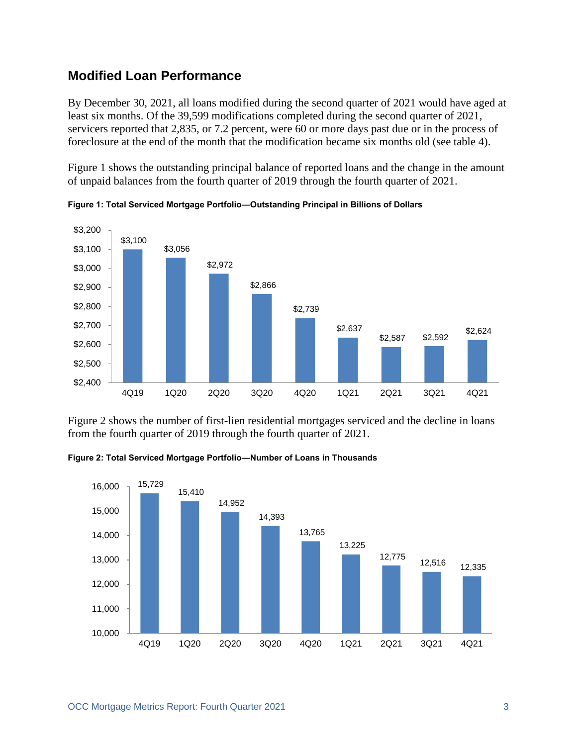## Modified Loan Performance

By December 30, 2021, all loans modified during the second quarter of 2021 would have aged at least six months. Of the 39,599 modifications completed during the second quarter of 2021, servicers reported that 2,835, or 7.2 percent, were 60 or more days past due or in the process of foreclosure at the end of the month that the modification became six months old (see table 4).

Figure 1 shows the outstanding principal balance of reported loans and the change in the amount of unpaid balances from the fourth quarter of 2019 through the fourth quarter of 2021.

**Figure 1: Total Serviced Mortgage Portfolio—Outstanding Principal in Billions of Dollars**

| Quarter | Outstanding Principal (Billions) |
|---|---|
| 4Q19 | $3,100 |
| 1Q20 | $3,056 |
| 2Q20 | $2,972 |
| 3Q20 | $2,866 |
| 4Q20 | $2,739 |
| 1Q21 | $2,637 |
| 2Q21 | $2,587 |
| 3Q21 | $2,592 |
| 4Q21 | $2,624 |

Figure 2 shows the number of first-lien residential mortgages serviced and the decline in loans from the fourth quarter of 2019 through the fourth quarter of 2021.

**Figure 2: Total Serviced Mortgage Portfolio—Number of Loans in Thousands**

| Quarter | Number of Loans (Thousands) |
|---|---|
| 4Q19 | 15,729 |
| 1Q20 | 15,410 |
| 2Q20 | 14,952 |
| 3Q20 | 14,393 |
| 4Q20 | 13,765 |
| 1Q21 | 13,225 |
| 2Q21 | 12,775 |
| 3Q21 | 12,516 |
| 4Q21 | 12,335 |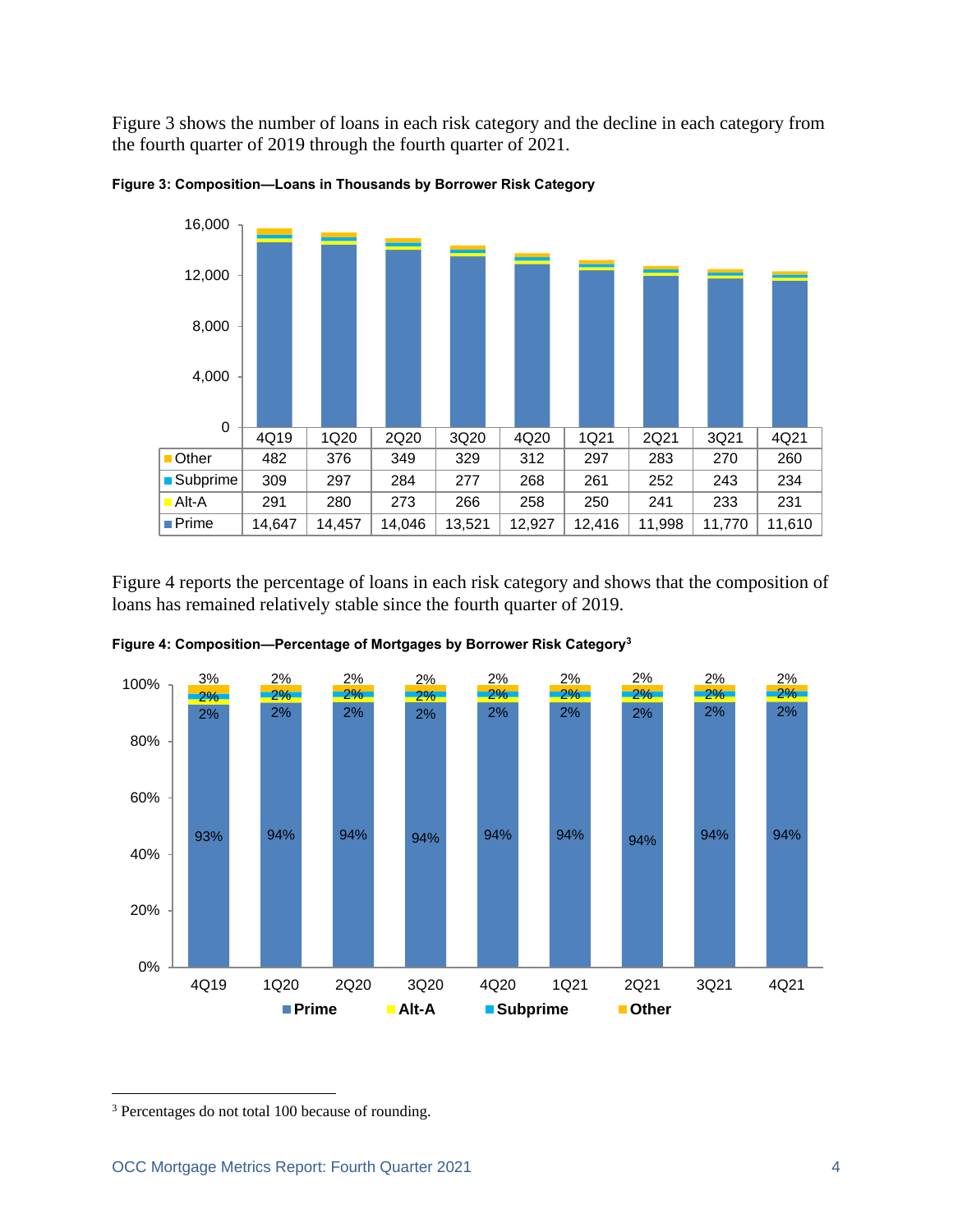Figure 3 shows the number of loans in each risk category and the decline in each category from the fourth quarter of 2019 through the fourth quarter of 2021.

**Figure 3: Composition—Loans in Thousands by Borrower Risk Category**

| | 4Q19 | 1Q20 | 2Q20 | 3Q20 | 4Q20 | 1Q21 | 2Q21 | 3Q21 | 4Q21 |
|---|---|---|---|---|---|---|---|---|---|
| Other | 482 | 376 | 349 | 329 | 312 | 297 | 283 | 270 | 260 |
| Subprime | 309 | 297 | 284 | 277 | 268 | 261 | 252 | 243 | 234 |
| Alt-A | 291 | 280 | 273 | 266 | 258 | 250 | 241 | 233 | 231 |
| Prime | 14,647 | 14,457 | 14,046 | 13,521 | 12,927 | 12,416 | 11,998 | 11,770 | 11,610 |

Figure 4 reports the percentage of loans in each risk category and shows that the composition of loans has remained relatively stable since the fourth quarter of 2019.

**Figure 4: Composition—Percentage of Mortgages by Borrower Risk Category**[3]

| | 4Q19 | 1Q20 | 2Q20 | 3Q20 | 4Q20 | 1Q21 | 2Q21 | 3Q21 | 4Q21 |
|---|---|---|---|---|---|---|---|---|---|
| Other | 3% | 2% | 2% | 2% | 2% | 2% | 2% | 2% | 2% |
| Subprime | 2% | 2% | 2% | 2% | 2% | 2% | 2% | 2% | 2% |
| Alt-A | 2% | 2% | 2% | 2% | 2% | 2% | 2% | 2% | 2% |
| Prime | 93% | 94% | 94% | 94% | 94% | 94% | 94% | 94% | 94% |

[3] Percentages do not total 100 because of rounding.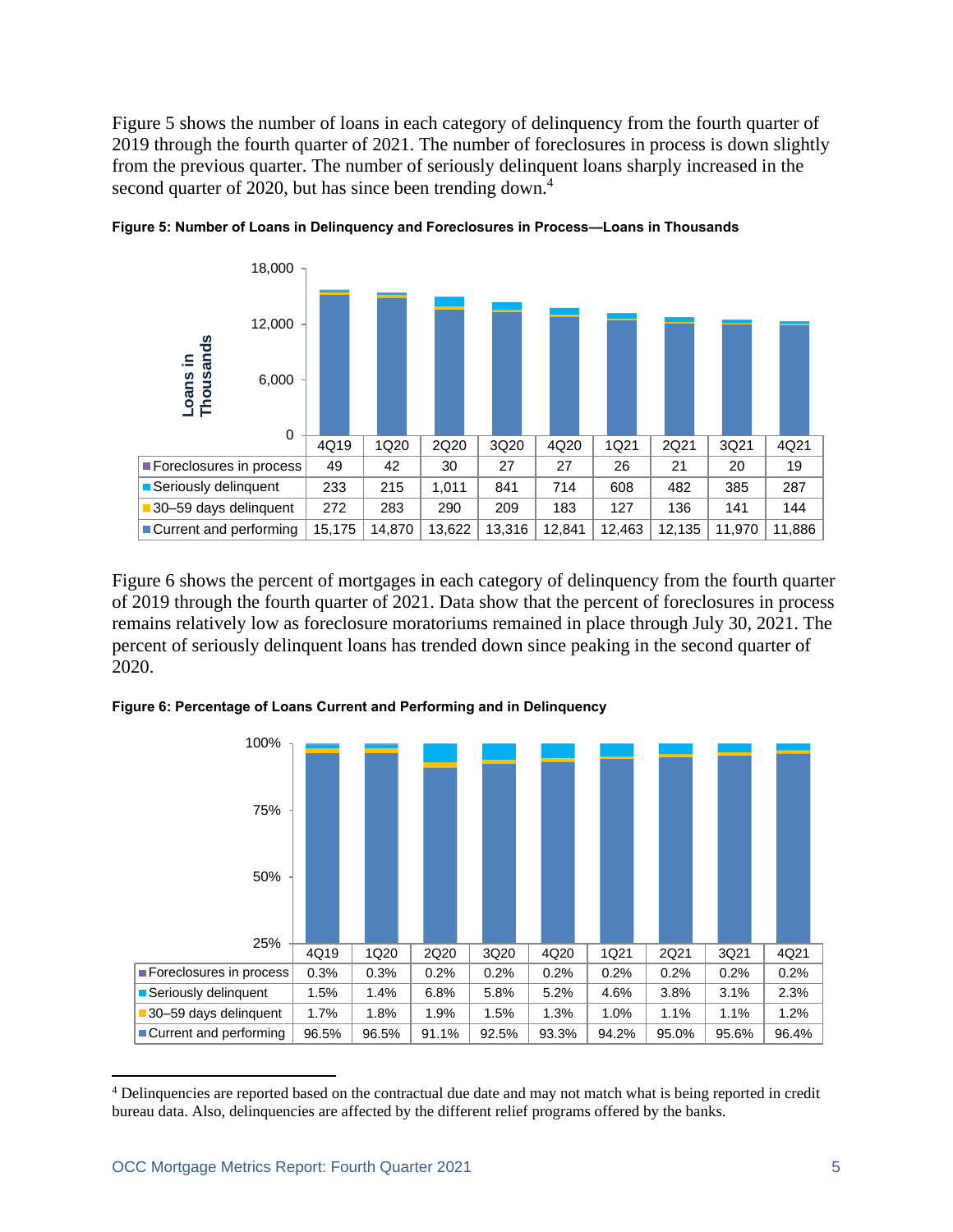Figure 5 shows the number of loans in each category of delinquency from the fourth quarter of 2019 through the fourth quarter of 2021. The number of foreclosures in process is down slightly from the previous quarter. The number of seriously delinquent loans sharply increased in the second quarter of 2020, but has since been trending down.[4]

**Figure 5: Number of Loans in Delinquency and Foreclosures in Process—Loans in Thousands**

| | 4Q19 | 1Q20 | 2Q20 | 3Q20 | 4Q20 | 1Q21 | 2Q21 | 3Q21 | 4Q21 |
|---|---|---|---|---|---|---|---|---|---|
| Foreclosures in process | 49 | 42 | 30 | 27 | 27 | 26 | 21 | 20 | 19 |
| Seriously delinquent | 233 | 215 | 1,011 | 841 | 714 | 608 | 482 | 385 | 287 |
| 30–59 days delinquent | 272 | 283 | 290 | 209 | 183 | 127 | 136 | 141 | 144 |
| Current and performing | 15,175 | 14,870 | 13,622 | 13,316 | 12,841 | 12,463 | 12,135 | 11,970 | 11,886 |

Figure 6 shows the percent of mortgages in each category of delinquency from the fourth quarter of 2019 through the fourth quarter of 2021. Data show that the percent of foreclosures in process remains relatively low as foreclosure moratoriums remained in place through July 30, 2021. The percent of seriously delinquent loans has trended down since peaking in the second quarter of 2020.

**Figure 6: Percentage of Loans Current and Performing and in Delinquency**

| | 4Q19 | 1Q20 | 2Q20 | 3Q20 | 4Q20 | 1Q21 | 2Q21 | 3Q21 | 4Q21 |
|---|---|---|---|---|---|---|---|---|---|
| Foreclosures in process | 0.3% | 0.3% | 0.2% | 0.2% | 0.2% | 0.2% | 0.2% | 0.2% | 0.2% |
| Seriously delinquent | 1.5% | 1.4% | 6.8% | 5.8% | 5.2% | 4.6% | 3.8% | 3.1% | 2.3% |
| 30–59 days delinquent | 1.7% | 1.8% | 1.9% | 1.5% | 1.3% | 1.0% | 1.1% | 1.1% | 1.2% |
| Current and performing | 96.5% | 96.5% | 91.1% | 92.5% | 93.3% | 94.2% | 95.0% | 95.6% | 96.4% |

[4] Delinquencies are reported based on the contractual due date and may not match what is being reported in credit bureau data. Also, delinquencies are affected by the different relief programs offered by the banks.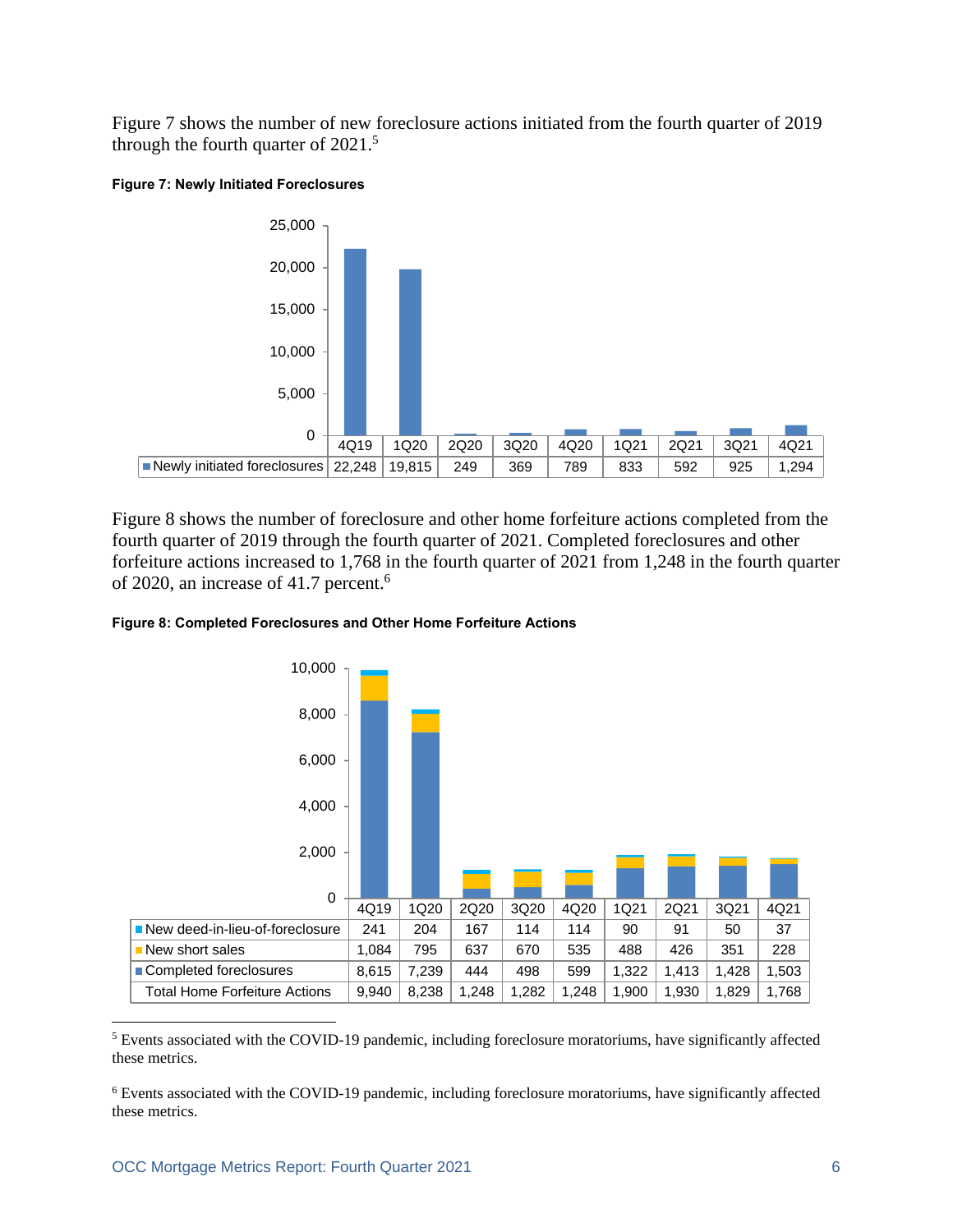Figure 7 shows the number of new foreclosure actions initiated from the fourth quarter of 2019 through the fourth quarter of 2021.[5]

**Figure 7: Newly Initiated Foreclosures**

| | 4Q19 | 1Q20 | 2Q20 | 3Q20 | 4Q20 | 1Q21 | 2Q21 | 3Q21 | 4Q21 |
|---|---|---|---|---|---|---|---|---|---|
| Newly initiated foreclosures | 22,248 | 19,815 | 249 | 369 | 789 | 833 | 592 | 925 | 1,294 |

Figure 8 shows the number of foreclosure and other home forfeiture actions completed from the fourth quarter of 2019 through the fourth quarter of 2021. Completed foreclosures and other forfeiture actions increased to 1,768 in the fourth quarter of 2021 from 1,248 in the fourth quarter of 2020, an increase of 41.7 percent.[6]

**Figure 8: Completed Foreclosures and Other Home Forfeiture Actions**

| | 4Q19 | 1Q20 | 2Q20 | 3Q20 | 4Q20 | 1Q21 | 2Q21 | 3Q21 | 4Q21 |
|---|---|---|---|---|---|---|---|---|---|
| New deed-in-lieu-of-foreclosure | 241 | 204 | 167 | 114 | 114 | 90 | 91 | 50 | 37 |
| New short sales | 1,084 | 795 | 637 | 670 | 535 | 488 | 426 | 351 | 228 |
| Completed foreclosures | 8,615 | 7,239 | 444 | 498 | 599 | 1,322 | 1,413 | 1,428 | 1,503 |
| Total Home Forfeiture Actions | 9,940 | 8,238 | 1,248 | 1,282 | 1,248 | 1,900 | 1,930 | 1,829 | 1,768 |

[5] Events associated with the COVID-19 pandemic, including foreclosure moratoriums, have significantly affected these metrics.

[6] Events associated with the COVID-19 pandemic, including foreclosure moratoriums, have significantly affected these metrics.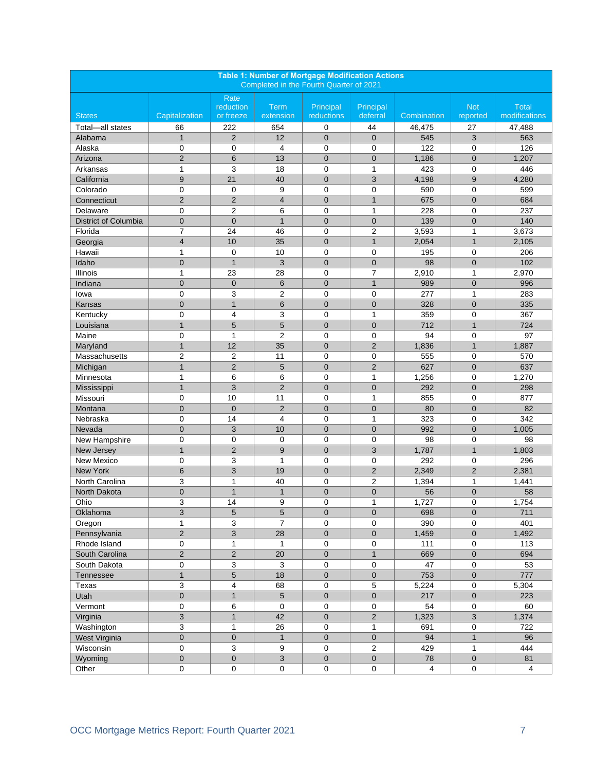**Table 1: Number of Mortgage Modification Actions**
Completed in the Fourth Quarter of 2021

| States | Capitalization | Rate reduction or freeze | Term extension | Principal reductions | Principal deferral | Combination | Not reported | Total modifications |
|---|---|---|---|---|---|---|---|---|
| Total—all states | 66 | 222 | 654 | 0 | 44 | 46,475 | 27 | 47,488 |
| Alabama | 1 | 2 | 12 | 0 | 0 | 545 | 3 | 563 |
| Alaska | 0 | 0 | 4 | 0 | 0 | 122 | 0 | 126 |
| Arizona | 2 | 6 | 13 | 0 | 0 | 1,186 | 0 | 1,207 |
| Arkansas | 1 | 3 | 18 | 0 | 1 | 423 | 0 | 446 |
| California | 9 | 21 | 40 | 0 | 3 | 4,198 | 9 | 4,280 |
| Colorado | 0 | 0 | 9 | 0 | 0 | 590 | 0 | 599 |
| Connecticut | 2 | 2 | 4 | 0 | 1 | 675 | 0 | 684 |
| Delaware | 0 | 2 | 6 | 0 | 1 | 228 | 0 | 237 |
| District of Columbia | 0 | 0 | 1 | 0 | 0 | 139 | 0 | 140 |
| Florida | 7 | 24 | 46 | 0 | 2 | 3,593 | 1 | 3,673 |
| Georgia | 4 | 10 | 35 | 0 | 1 | 2,054 | 1 | 2,105 |
| Hawaii | 1 | 0 | 10 | 0 | 0 | 195 | 0 | 206 |
| Idaho | 0 | 1 | 3 | 0 | 0 | 98 | 0 | 102 |
| Illinois | 1 | 23 | 28 | 0 | 7 | 2,910 | 1 | 2,970 |
| Indiana | 0 | 0 | 6 | 0 | 1 | 989 | 0 | 996 |
| Iowa | 0 | 3 | 2 | 0 | 0 | 277 | 1 | 283 |
| Kansas | 0 | 1 | 6 | 0 | 0 | 328 | 0 | 335 |
| Kentucky | 0 | 4 | 3 | 0 | 1 | 359 | 0 | 367 |
| Louisiana | 1 | 5 | 5 | 0 | 0 | 712 | 1 | 724 |
| Maine | 0 | 1 | 2 | 0 | 0 | 94 | 0 | 97 |
| Maryland | 1 | 12 | 35 | 0 | 2 | 1,836 | 1 | 1,887 |
| Massachusetts | 2 | 2 | 11 | 0 | 0 | 555 | 0 | 570 |
| Michigan | 1 | 2 | 5 | 0 | 2 | 627 | 0 | 637 |
| Minnesota | 1 | 6 | 6 | 0 | 1 | 1,256 | 0 | 1,270 |
| Mississippi | 1 | 3 | 2 | 0 | 0 | 292 | 0 | 298 |
| Missouri | 0 | 10 | 11 | 0 | 1 | 855 | 0 | 877 |
| Montana | 0 | 0 | 2 | 0 | 0 | 80 | 0 | 82 |
| Nebraska | 0 | 14 | 4 | 0 | 1 | 323 | 0 | 342 |
| Nevada | 0 | 3 | 10 | 0 | 0 | 992 | 0 | 1,005 |
| New Hampshire | 0 | 0 | 0 | 0 | 0 | 98 | 0 | 98 |
| New Jersey | 1 | 2 | 9 | 0 | 3 | 1,787 | 1 | 1,803 |
| New Mexico | 0 | 3 | 1 | 0 | 0 | 292 | 0 | 296 |
| New York | 6 | 3 | 19 | 0 | 2 | 2,349 | 2 | 2,381 |
| North Carolina | 3 | 1 | 40 | 0 | 2 | 1,394 | 1 | 1,441 |
| North Dakota | 0 | 1 | 1 | 0 | 0 | 56 | 0 | 58 |
| Ohio | 3 | 14 | 9 | 0 | 1 | 1,727 | 0 | 1,754 |
| Oklahoma | 3 | 5 | 5 | 0 | 0 | 698 | 0 | 711 |
| Oregon | 1 | 3 | 7 | 0 | 0 | 390 | 0 | 401 |
| Pennsylvania | 2 | 3 | 28 | 0 | 0 | 1,459 | 0 | 1,492 |
| Rhode Island | 0 | 1 | 1 | 0 | 0 | 111 | 0 | 113 |
| South Carolina | 2 | 2 | 20 | 0 | 1 | 669 | 0 | 694 |
| South Dakota | 0 | 3 | 3 | 0 | 0 | 47 | 0 | 53 |
| Tennessee | 1 | 5 | 18 | 0 | 0 | 753 | 0 | 777 |
| Texas | 3 | 4 | 68 | 0 | 5 | 5,224 | 0 | 5,304 |
| Utah | 0 | 1 | 5 | 0 | 0 | 217 | 0 | 223 |
| Vermont | 0 | 6 | 0 | 0 | 0 | 54 | 0 | 60 |
| Virginia | 3 | 1 | 42 | 0 | 2 | 1,323 | 3 | 1,374 |
| Washington | 3 | 1 | 26 | 0 | 1 | 691 | 0 | 722 |
| West Virginia | 0 | 0 | 1 | 0 | 0 | 94 | 1 | 96 |
| Wisconsin | 0 | 3 | 9 | 0 | 2 | 429 | 1 | 444 |
| Wyoming | 0 | 0 | 3 | 0 | 0 | 78 | 0 | 81 |
| Other | 0 | 0 | 0 | 0 | 0 | 4 | 0 | 4 |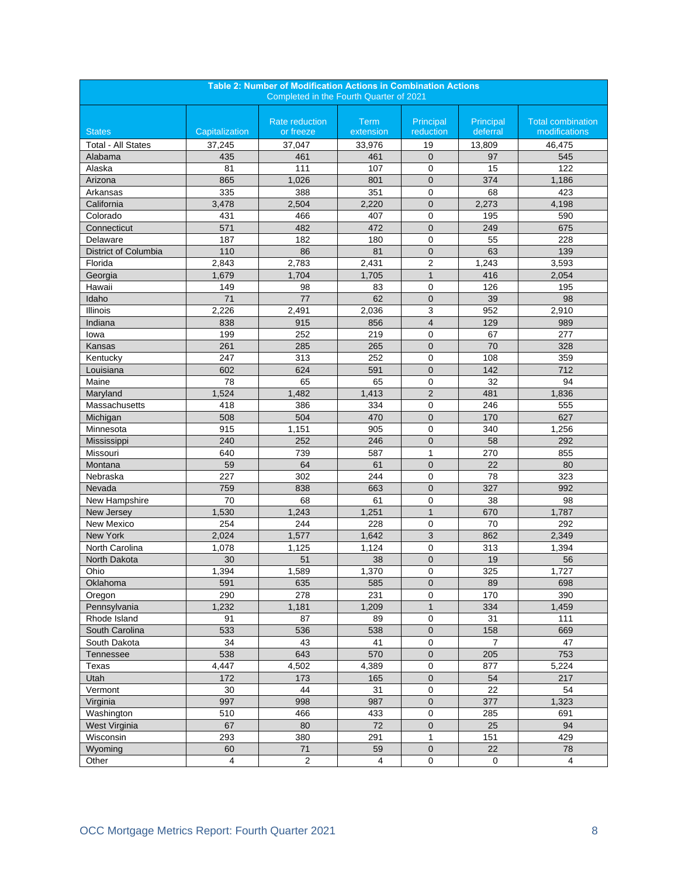**Table 2: Number of Modification Actions in Combination Actions**
Completed in the Fourth Quarter of 2021

| States | Capitalization | Rate reduction or freeze | Term extension | Principal reduction | Principal deferral | Total combination modifications |
|---|---|---|---|---|---|---|
| Total - All States | 37,245 | 37,047 | 33,976 | 19 | 13,809 | 46,475 |
| Alabama | 435 | 461 | 461 | 0 | 97 | 545 |
| Alaska | 81 | 111 | 107 | 0 | 15 | 122 |
| Arizona | 865 | 1,026 | 801 | 0 | 374 | 1,186 |
| Arkansas | 335 | 388 | 351 | 0 | 68 | 423 |
| California | 3,478 | 2,504 | 2,220 | 0 | 2,273 | 4,198 |
| Colorado | 431 | 466 | 407 | 0 | 195 | 590 |
| Connecticut | 571 | 482 | 472 | 0 | 249 | 675 |
| Delaware | 187 | 182 | 180 | 0 | 55 | 228 |
| District of Columbia | 110 | 86 | 81 | 0 | 63 | 139 |
| Florida | 2,843 | 2,783 | 2,431 | 2 | 1,243 | 3,593 |
| Georgia | 1,679 | 1,704 | 1,705 | 1 | 416 | 2,054 |
| Hawaii | 149 | 98 | 83 | 0 | 126 | 195 |
| Idaho | 71 | 77 | 62 | 0 | 39 | 98 |
| Illinois | 2,226 | 2,491 | 2,036 | 3 | 952 | 2,910 |
| Indiana | 838 | 915 | 856 | 4 | 129 | 989 |
| Iowa | 199 | 252 | 219 | 0 | 67 | 277 |
| Kansas | 261 | 285 | 265 | 0 | 70 | 328 |
| Kentucky | 247 | 313 | 252 | 0 | 108 | 359 |
| Louisiana | 602 | 624 | 591 | 0 | 142 | 712 |
| Maine | 78 | 65 | 65 | 0 | 32 | 94 |
| Maryland | 1,524 | 1,482 | 1,413 | 2 | 481 | 1,836 |
| Massachusetts | 418 | 386 | 334 | 0 | 246 | 555 |
| Michigan | 508 | 504 | 470 | 0 | 170 | 627 |
| Minnesota | 915 | 1,151 | 905 | 0 | 340 | 1,256 |
| Mississippi | 240 | 252 | 246 | 0 | 58 | 292 |
| Missouri | 640 | 739 | 587 | 1 | 270 | 855 |
| Montana | 59 | 64 | 61 | 0 | 22 | 80 |
| Nebraska | 227 | 302 | 244 | 0 | 78 | 323 |
| Nevada | 759 | 838 | 663 | 0 | 327 | 992 |
| New Hampshire | 70 | 68 | 61 | 0 | 38 | 98 |
| New Jersey | 1,530 | 1,243 | 1,251 | 1 | 670 | 1,787 |
| New Mexico | 254 | 244 | 228 | 0 | 70 | 292 |
| New York | 2,024 | 1,577 | 1,642 | 3 | 862 | 2,349 |
| North Carolina | 1,078 | 1,125 | 1,124 | 0 | 313 | 1,394 |
| North Dakota | 30 | 51 | 38 | 0 | 19 | 56 |
| Ohio | 1,394 | 1,589 | 1,370 | 0 | 325 | 1,727 |
| Oklahoma | 591 | 635 | 585 | 0 | 89 | 698 |
| Oregon | 290 | 278 | 231 | 0 | 170 | 390 |
| Pennsylvania | 1,232 | 1,181 | 1,209 | 1 | 334 | 1,459 |
| Rhode Island | 91 | 87 | 89 | 0 | 31 | 111 |
| South Carolina | 533 | 536 | 538 | 0 | 158 | 669 |
| South Dakota | 34 | 43 | 41 | 0 | 7 | 47 |
| Tennessee | 538 | 643 | 570 | 0 | 205 | 753 |
| Texas | 4,447 | 4,502 | 4,389 | 0 | 877 | 5,224 |
| Utah | 172 | 173 | 165 | 0 | 54 | 217 |
| Vermont | 30 | 44 | 31 | 0 | 22 | 54 |
| Virginia | 997 | 998 | 987 | 0 | 377 | 1,323 |
| Washington | 510 | 466 | 433 | 0 | 285 | 691 |
| West Virginia | 67 | 80 | 72 | 0 | 25 | 94 |
| Wisconsin | 293 | 380 | 291 | 1 | 151 | 429 |
| Wyoming | 60 | 71 | 59 | 0 | 22 | 78 |
| Other | 4 | 2 | 4 | 0 | 0 | 4 |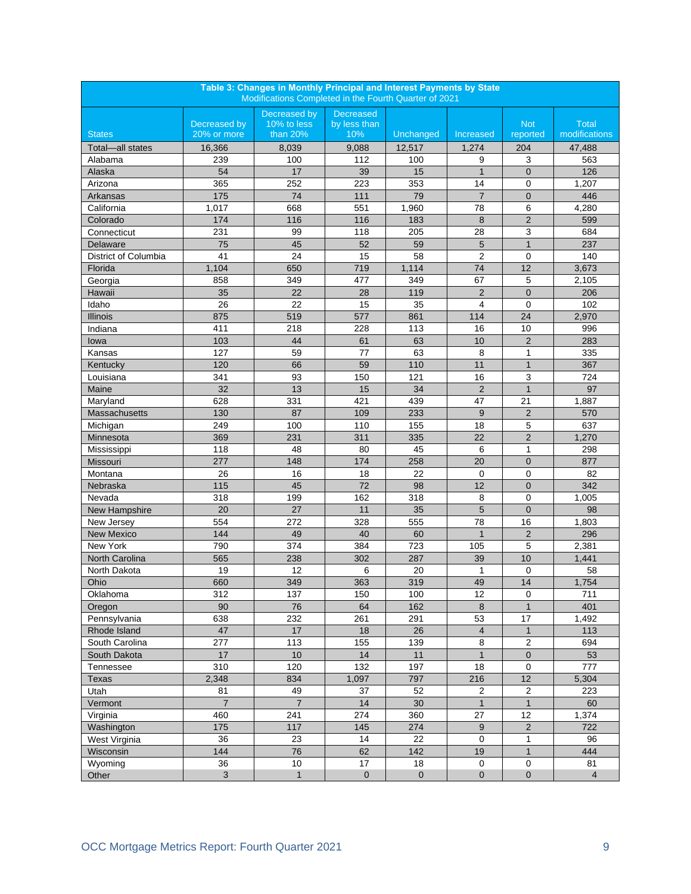**Table 3: Changes in Monthly Principal and Interest Payments by State**
Modifications Completed in the Fourth Quarter of 2021

| States | Decreased by 20% or more | Decreased by 10% to less than 20% | Decreased by less than 10% | Unchanged | Increased | Not reported | Total modifications |
|---|---|---|---|---|---|---|---|
| Total—all states | 16,366 | 8,039 | 9,088 | 12,517 | 1,274 | 204 | 47,488 |
| Alabama | 239 | 100 | 112 | 100 | 9 | 3 | 563 |
| Alaska | 54 | 17 | 39 | 15 | 1 | 0 | 126 |
| Arizona | 365 | 252 | 223 | 353 | 14 | 0 | 1,207 |
| Arkansas | 175 | 74 | 111 | 79 | 7 | 0 | 446 |
| California | 1,017 | 668 | 551 | 1,960 | 78 | 6 | 4,280 |
| Colorado | 174 | 116 | 116 | 183 | 8 | 2 | 599 |
| Connecticut | 231 | 99 | 118 | 205 | 28 | 3 | 684 |
| Delaware | 75 | 45 | 52 | 59 | 5 | 1 | 237 |
| District of Columbia | 41 | 24 | 15 | 58 | 2 | 0 | 140 |
| Florida | 1,104 | 650 | 719 | 1,114 | 74 | 12 | 3,673 |
| Georgia | 858 | 349 | 477 | 349 | 67 | 5 | 2,105 |
| Hawaii | 35 | 22 | 28 | 119 | 2 | 0 | 206 |
| Idaho | 26 | 22 | 15 | 35 | 4 | 0 | 102 |
| Illinois | 875 | 519 | 577 | 861 | 114 | 24 | 2,970 |
| Indiana | 411 | 218 | 228 | 113 | 16 | 10 | 996 |
| Iowa | 103 | 44 | 61 | 63 | 10 | 2 | 283 |
| Kansas | 127 | 59 | 77 | 63 | 8 | 1 | 335 |
| Kentucky | 120 | 66 | 59 | 110 | 11 | 1 | 367 |
| Louisiana | 341 | 93 | 150 | 121 | 16 | 3 | 724 |
| Maine | 32 | 13 | 15 | 34 | 2 | 1 | 97 |
| Maryland | 628 | 331 | 421 | 439 | 47 | 21 | 1,887 |
| Massachusetts | 130 | 87 | 109 | 233 | 9 | 2 | 570 |
| Michigan | 249 | 100 | 110 | 155 | 18 | 5 | 637 |
| Minnesota | 369 | 231 | 311 | 335 | 22 | 2 | 1,270 |
| Mississippi | 118 | 48 | 80 | 45 | 6 | 1 | 298 |
| Missouri | 277 | 148 | 174 | 258 | 20 | 0 | 877 |
| Montana | 26 | 16 | 18 | 22 | 0 | 0 | 82 |
| Nebraska | 115 | 45 | 72 | 98 | 12 | 0 | 342 |
| Nevada | 318 | 199 | 162 | 318 | 8 | 0 | 1,005 |
| New Hampshire | 20 | 27 | 11 | 35 | 5 | 0 | 98 |
| New Jersey | 554 | 272 | 328 | 555 | 78 | 16 | 1,803 |
| New Mexico | 144 | 49 | 40 | 60 | 1 | 2 | 296 |
| New York | 790 | 374 | 384 | 723 | 105 | 5 | 2,381 |
| North Carolina | 565 | 238 | 302 | 287 | 39 | 10 | 1,441 |
| North Dakota | 19 | 12 | 6 | 20 | 1 | 0 | 58 |
| Ohio | 660 | 349 | 363 | 319 | 49 | 14 | 1,754 |
| Oklahoma | 312 | 137 | 150 | 100 | 12 | 0 | 711 |
| Oregon | 90 | 76 | 64 | 162 | 8 | 1 | 401 |
| Pennsylvania | 638 | 232 | 261 | 291 | 53 | 17 | 1,492 |
| Rhode Island | 47 | 17 | 18 | 26 | 4 | 1 | 113 |
| South Carolina | 277 | 113 | 155 | 139 | 8 | 2 | 694 |
| South Dakota | 17 | 10 | 14 | 11 | 1 | 0 | 53 |
| Tennessee | 310 | 120 | 132 | 197 | 18 | 0 | 777 |
| Texas | 2,348 | 834 | 1,097 | 797 | 216 | 12 | 5,304 |
| Utah | 81 | 49 | 37 | 52 | 2 | 2 | 223 |
| Vermont | 7 | 7 | 14 | 30 | 1 | 1 | 60 |
| Virginia | 460 | 241 | 274 | 360 | 27 | 12 | 1,374 |
| Washington | 175 | 117 | 145 | 274 | 9 | 2 | 722 |
| West Virginia | 36 | 23 | 14 | 22 | 0 | 1 | 96 |
| Wisconsin | 144 | 76 | 62 | 142 | 19 | 1 | 444 |
| Wyoming | 36 | 10 | 17 | 18 | 0 | 0 | 81 |
| Other | 3 | 1 | 0 | 0 | 0 | 0 | 4 |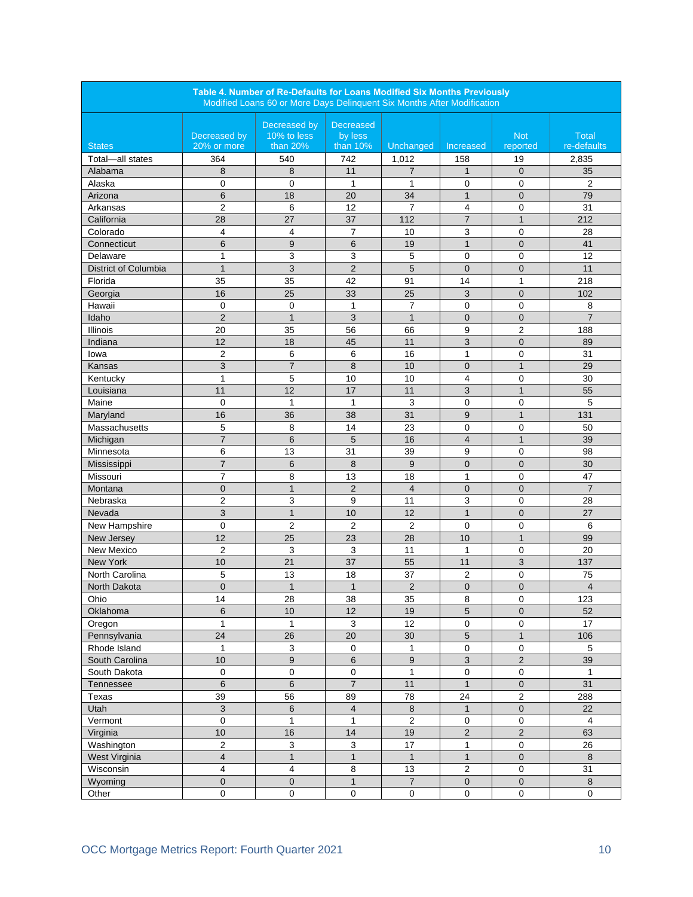**Table 4. Number of Re-Defaults for Loans Modified Six Months Previously**
Modified Loans 60 or More Days Delinquent Six Months After Modification

| States | Decreased by 20% or more | Decreased by 10% to less than 20% | Decreased by less than 10% | Unchanged | Increased | Not reported | Total re-defaults |
|---|---|---|---|---|---|---|---|
| Total—all states | 364 | 540 | 742 | 1,012 | 158 | 19 | 2,835 |
| Alabama | 8 | 8 | 11 | 7 | 1 | 0 | 35 |
| Alaska | 0 | 0 | 1 | 1 | 0 | 0 | 2 |
| Arizona | 6 | 18 | 20 | 34 | 1 | 0 | 79 |
| Arkansas | 2 | 6 | 12 | 7 | 4 | 0 | 31 |
| California | 28 | 27 | 37 | 112 | 7 | 1 | 212 |
| Colorado | 4 | 4 | 7 | 10 | 3 | 0 | 28 |
| Connecticut | 6 | 9 | 6 | 19 | 1 | 0 | 41 |
| Delaware | 1 | 3 | 3 | 5 | 0 | 0 | 12 |
| District of Columbia | 1 | 3 | 2 | 5 | 0 | 0 | 11 |
| Florida | 35 | 35 | 42 | 91 | 14 | 1 | 218 |
| Georgia | 16 | 25 | 33 | 25 | 3 | 0 | 102 |
| Hawaii | 0 | 0 | 1 | 7 | 0 | 0 | 8 |
| Idaho | 2 | 1 | 3 | 1 | 0 | 0 | 7 |
| Illinois | 20 | 35 | 56 | 66 | 9 | 2 | 188 |
| Indiana | 12 | 18 | 45 | 11 | 3 | 0 | 89 |
| Iowa | 2 | 6 | 6 | 16 | 1 | 0 | 31 |
| Kansas | 3 | 7 | 8 | 10 | 0 | 1 | 29 |
| Kentucky | 1 | 5 | 10 | 10 | 4 | 0 | 30 |
| Louisiana | 11 | 12 | 17 | 11 | 3 | 1 | 55 |
| Maine | 0 | 1 | 1 | 3 | 0 | 0 | 5 |
| Maryland | 16 | 36 | 38 | 31 | 9 | 1 | 131 |
| Massachusetts | 5 | 8 | 14 | 23 | 0 | 0 | 50 |
| Michigan | 7 | 6 | 5 | 16 | 4 | 1 | 39 |
| Minnesota | 6 | 13 | 31 | 39 | 9 | 0 | 98 |
| Mississippi | 7 | 6 | 8 | 9 | 0 | 0 | 30 |
| Missouri | 7 | 8 | 13 | 18 | 1 | 0 | 47 |
| Montana | 0 | 1 | 2 | 4 | 0 | 0 | 7 |
| Nebraska | 2 | 3 | 9 | 11 | 3 | 0 | 28 |
| Nevada | 3 | 1 | 10 | 12 | 1 | 0 | 27 |
| New Hampshire | 0 | 2 | 2 | 2 | 0 | 0 | 6 |
| New Jersey | 12 | 25 | 23 | 28 | 10 | 1 | 99 |
| New Mexico | 2 | 3 | 3 | 11 | 1 | 0 | 20 |
| New York | 10 | 21 | 37 | 55 | 11 | 3 | 137 |
| North Carolina | 5 | 13 | 18 | 37 | 2 | 0 | 75 |
| North Dakota | 0 | 1 | 1 | 2 | 0 | 0 | 4 |
| Ohio | 14 | 28 | 38 | 35 | 8 | 0 | 123 |
| Oklahoma | 6 | 10 | 12 | 19 | 5 | 0 | 52 |
| Oregon | 1 | 1 | 3 | 12 | 0 | 0 | 17 |
| Pennsylvania | 24 | 26 | 20 | 30 | 5 | 1 | 106 |
| Rhode Island | 1 | 3 | 0 | 1 | 0 | 0 | 5 |
| South Carolina | 10 | 9 | 6 | 9 | 3 | 2 | 39 |
| South Dakota | 0 | 0 | 0 | 1 | 0 | 0 | 1 |
| Tennessee | 6 | 6 | 7 | 11 | 1 | 0 | 31 |
| Texas | 39 | 56 | 89 | 78 | 24 | 2 | 288 |
| Utah | 3 | 6 | 4 | 8 | 1 | 0 | 22 |
| Vermont | 0 | 1 | 1 | 2 | 0 | 0 | 4 |
| Virginia | 10 | 16 | 14 | 19 | 2 | 2 | 63 |
| Washington | 2 | 3 | 3 | 17 | 1 | 0 | 26 |
| West Virginia | 4 | 1 | 1 | 1 | 1 | 0 | 8 |
| Wisconsin | 4 | 4 | 8 | 13 | 2 | 0 | 31 |
| Wyoming | 0 | 0 | 1 | 7 | 0 | 0 | 8 |
| Other | 0 | 0 | 0 | 0 | 0 | 0 | 0 |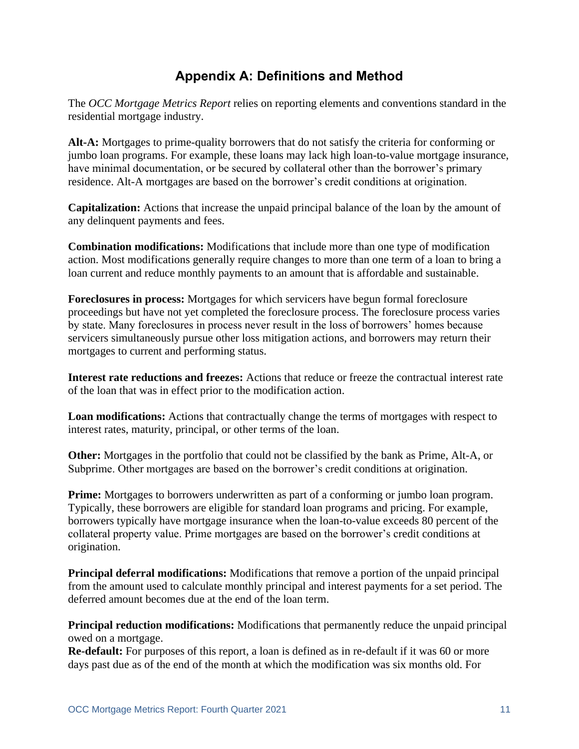## Appendix A: Definitions and Method

The *OCC Mortgage Metrics Report* relies on reporting elements and conventions standard in the residential mortgage industry.

**Alt-A:** Mortgages to prime-quality borrowers that do not satisfy the criteria for conforming or jumbo loan programs. For example, these loans may lack high loan-to-value mortgage insurance, have minimal documentation, or be secured by collateral other than the borrower's primary residence. Alt-A mortgages are based on the borrower's credit conditions at origination.

**Capitalization:** Actions that increase the unpaid principal balance of the loan by the amount of any delinquent payments and fees.

**Combination modifications:** Modifications that include more than one type of modification action. Most modifications generally require changes to more than one term of a loan to bring a loan current and reduce monthly payments to an amount that is affordable and sustainable.

**Foreclosures in process:** Mortgages for which servicers have begun formal foreclosure proceedings but have not yet completed the foreclosure process. The foreclosure process varies by state. Many foreclosures in process never result in the loss of borrowers' homes because servicers simultaneously pursue other loss mitigation actions, and borrowers may return their mortgages to current and performing status.

**Interest rate reductions and freezes:** Actions that reduce or freeze the contractual interest rate of the loan that was in effect prior to the modification action.

**Loan modifications:** Actions that contractually change the terms of mortgages with respect to interest rates, maturity, principal, or other terms of the loan.

**Other:** Mortgages in the portfolio that could not be classified by the bank as Prime, Alt-A, or Subprime. Other mortgages are based on the borrower's credit conditions at origination.

**Prime:** Mortgages to borrowers underwritten as part of a conforming or jumbo loan program. Typically, these borrowers are eligible for standard loan programs and pricing. For example, borrowers typically have mortgage insurance when the loan-to-value exceeds 80 percent of the collateral property value. Prime mortgages are based on the borrower's credit conditions at origination.

**Principal deferral modifications:** Modifications that remove a portion of the unpaid principal from the amount used to calculate monthly principal and interest payments for a set period. The deferred amount becomes due at the end of the loan term.

**Principal reduction modifications:** Modifications that permanently reduce the unpaid principal owed on a mortgage.

**Re-default:** For purposes of this report, a loan is defined as in re-default if it was 60 or more days past due as of the end of the month at which the modification was six months old. For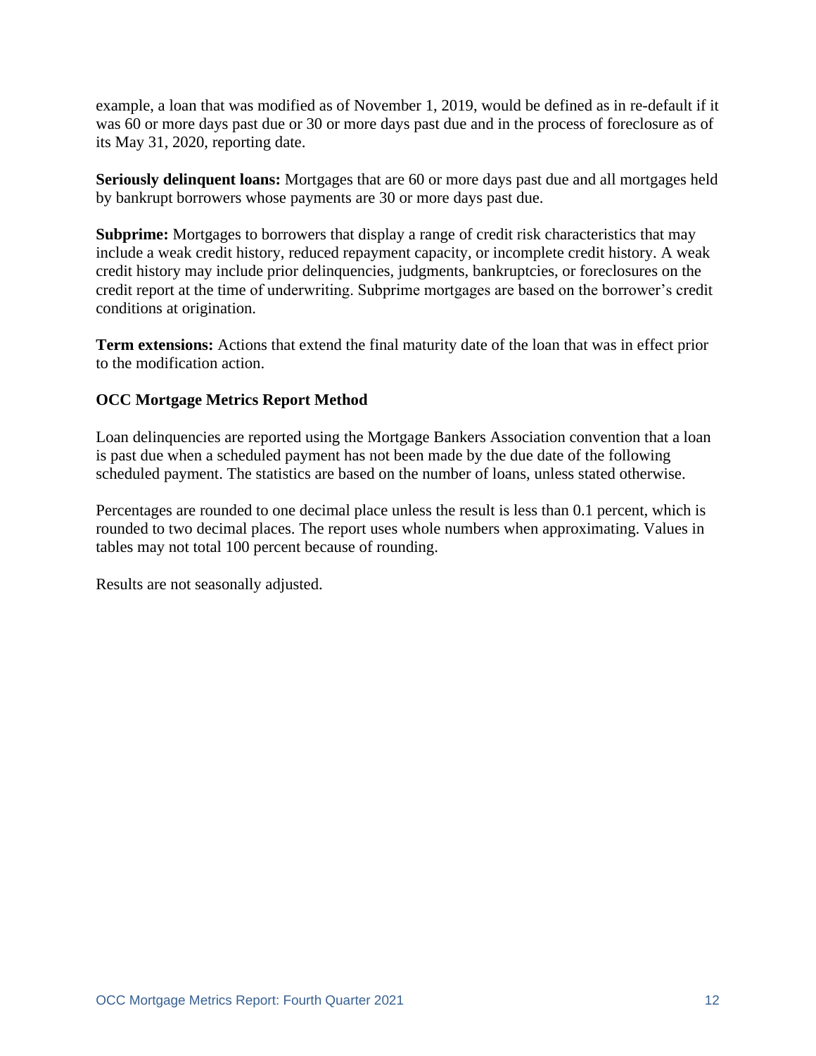example, a loan that was modified as of November 1, 2019, would be defined as in re-default if it was 60 or more days past due or 30 or more days past due and in the process of foreclosure as of its May 31, 2020, reporting date.

**Seriously delinquent loans:** Mortgages that are 60 or more days past due and all mortgages held by bankrupt borrowers whose payments are 30 or more days past due.

**Subprime:** Mortgages to borrowers that display a range of credit risk characteristics that may include a weak credit history, reduced repayment capacity, or incomplete credit history. A weak credit history may include prior delinquencies, judgments, bankruptcies, or foreclosures on the credit report at the time of underwriting. Subprime mortgages are based on the borrower's credit conditions at origination.

**Term extensions:** Actions that extend the final maturity date of the loan that was in effect prior to the modification action.

### OCC Mortgage Metrics Report Method

Loan delinquencies are reported using the Mortgage Bankers Association convention that a loan is past due when a scheduled payment has not been made by the due date of the following scheduled payment. The statistics are based on the number of loans, unless stated otherwise.

Percentages are rounded to one decimal place unless the result is less than 0.1 percent, which is rounded to two decimal places. The report uses whole numbers when approximating. Values in tables may not total 100 percent because of rounding.

Results are not seasonally adjusted.